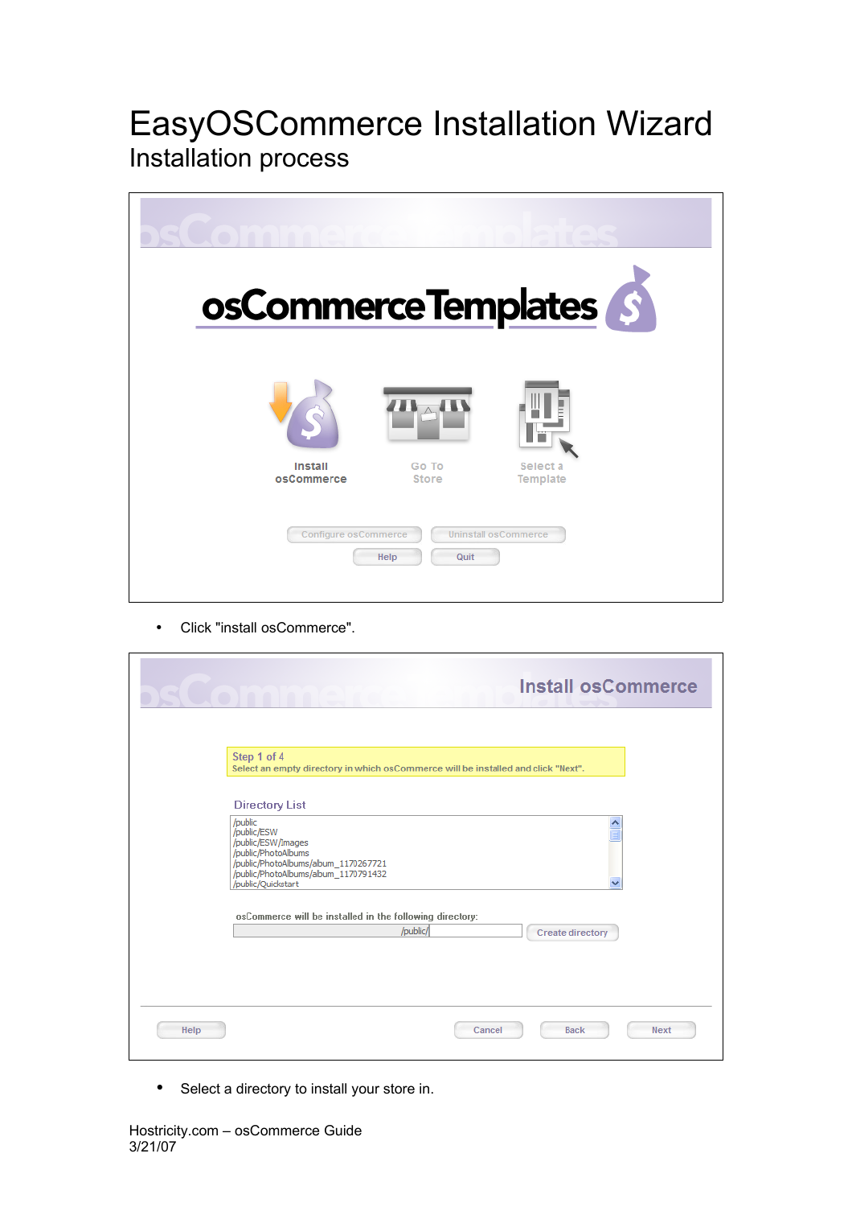# EasyOSCommerce Installation Wizard

## Installation process

- Click "install osCommerce".

- Select a directory to install your store in.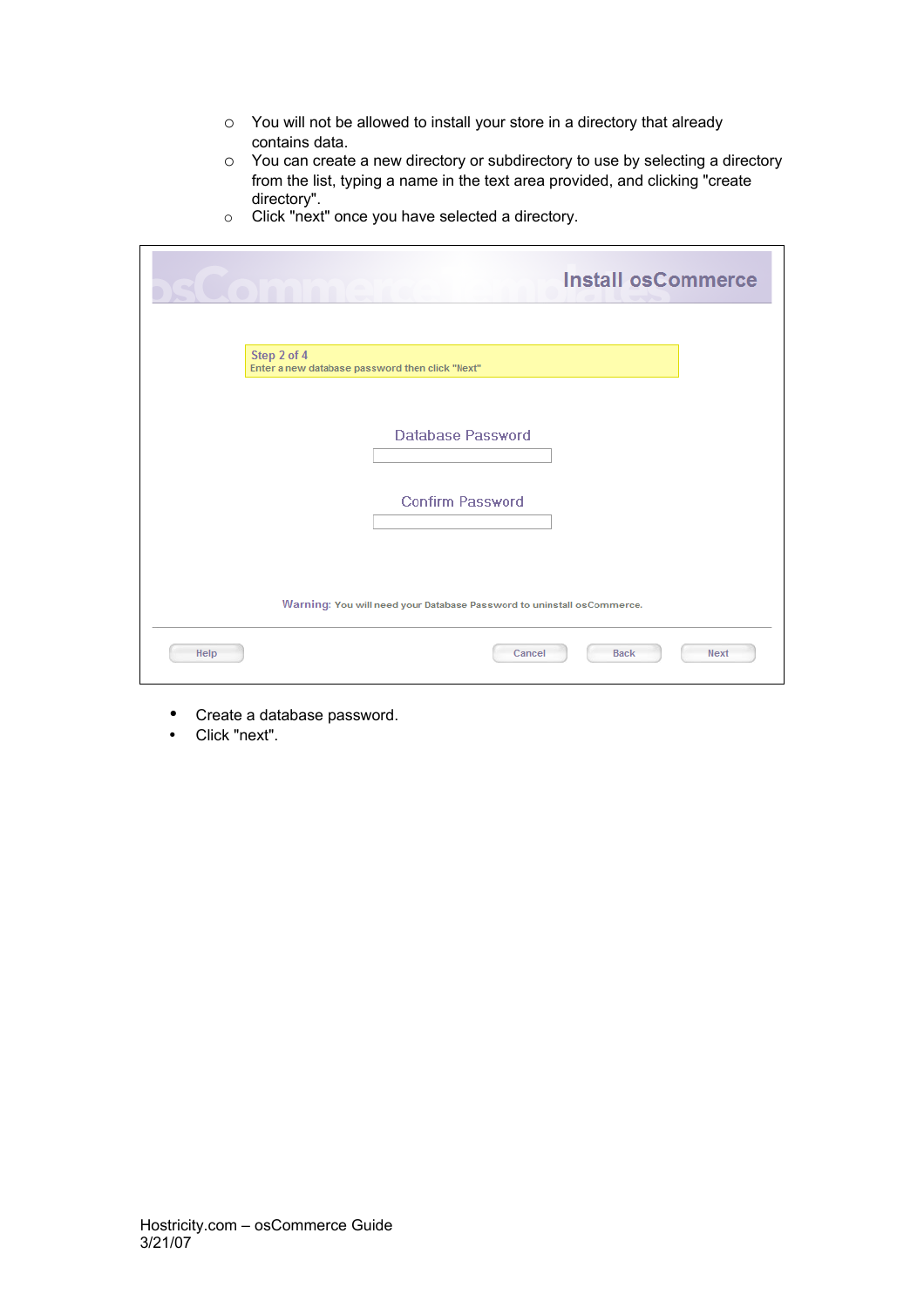- You will not be allowed to install your store in a directory that already contains data.
- You can create a new directory or subdirectory to use by selecting a directory from the list, typing a name in the text area provided, and clicking "create directory".
- Click "next" once you have selected a directory.

Install osCommerce

Step 2 of 4
Enter a new database password then click "Next"

Database Password

Confirm Password

Warning: You will need your Database Password to uninstall osCommerce.

Help | Cancel | Back | Next

- Create a database password.
- Click "next".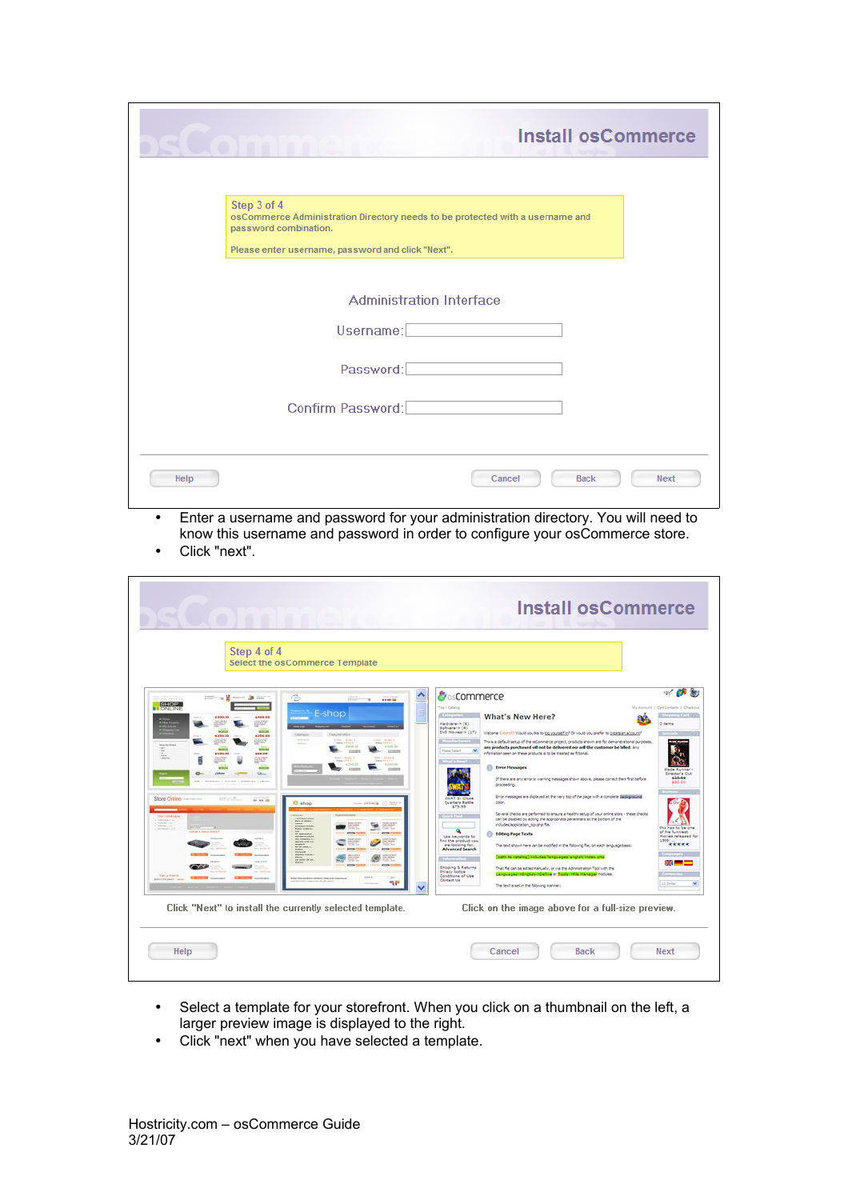**Install osCommerce**

Step 3 of 4
osCommerce Administration Directory needs to be protected with a username and password combination.

Please enter username, password and click "Next".

Administration Interface

Username:

Password:

Confirm Password:

Help | Cancel | Back | Next

- Enter a username and password for your administration directory. You will need to know this username and password in order to configure your osCommerce store.
- Click "next".

**Install osCommerce**

Step 4 of 4
Select the osCommerce Template

Click "Next" to install the currently selected template.

Click on the image above for a full-size preview.

Help | Cancel | Back | Next

- Select a template for your storefront. When you click on a thumbnail on the left, a larger preview image is displayed to the right.
- Click "next" when you have selected a template.

Hostricity.com – osCommerce Guide
3/21/07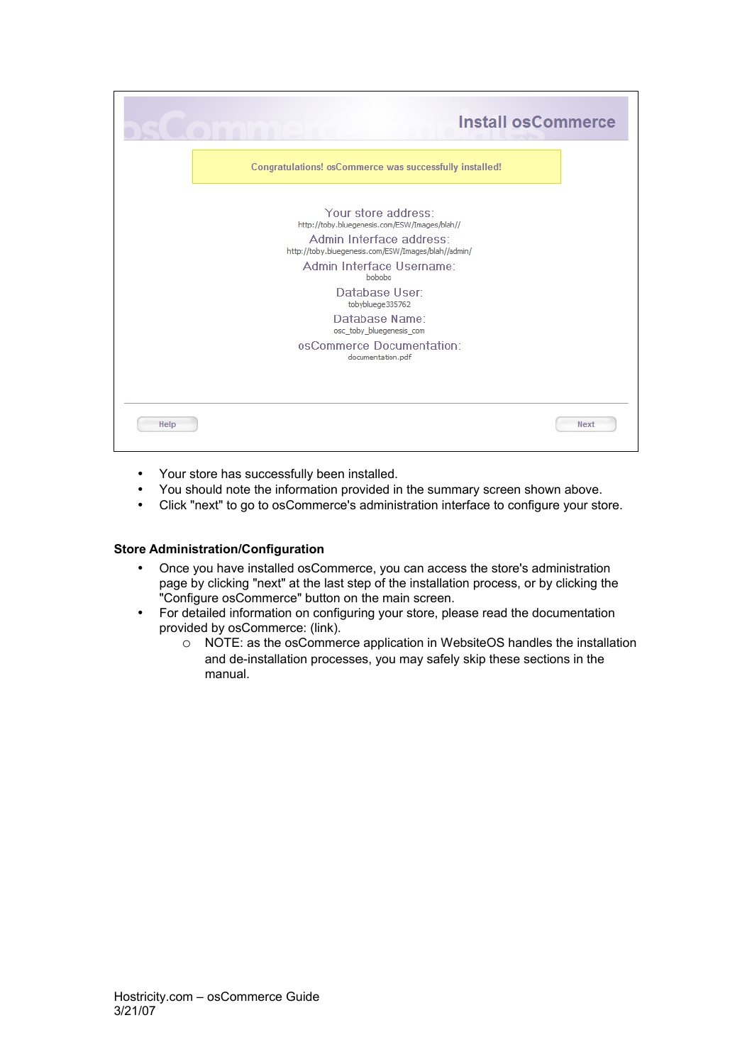Install osCommerce

Congratulations! osCommerce was successfully installed!

Your store address:
http://toby.bluegenesis.com/ESW/Images/blah//

Admin Interface address:
http://toby.bluegeness.com/ESW/Images/blah//admin/

Admin Interface Username:
bobobo

Database User:
tobybluege335762

Database Name:
osc_toby_bluegenesis_com

osCommerce Documentation:
documentation.pdf

Help    Next

- Your store has successfully been installed.
- You should note the information provided in the summary screen shown above.
- Click "next" to go to osCommerce's administration interface to configure your store.

**Store Administration/Configuration**

- Once you have installed osCommerce, you can access the store's administration page by clicking "next" at the last step of the installation process, or by clicking the "Configure osCommerce" button on the main screen.
- For detailed information on configuring your store, please read the documentation provided by osCommerce: (link).
    - NOTE: as the osCommerce application in WebsiteOS handles the installation and de-installation processes, you may safely skip these sections in the manual.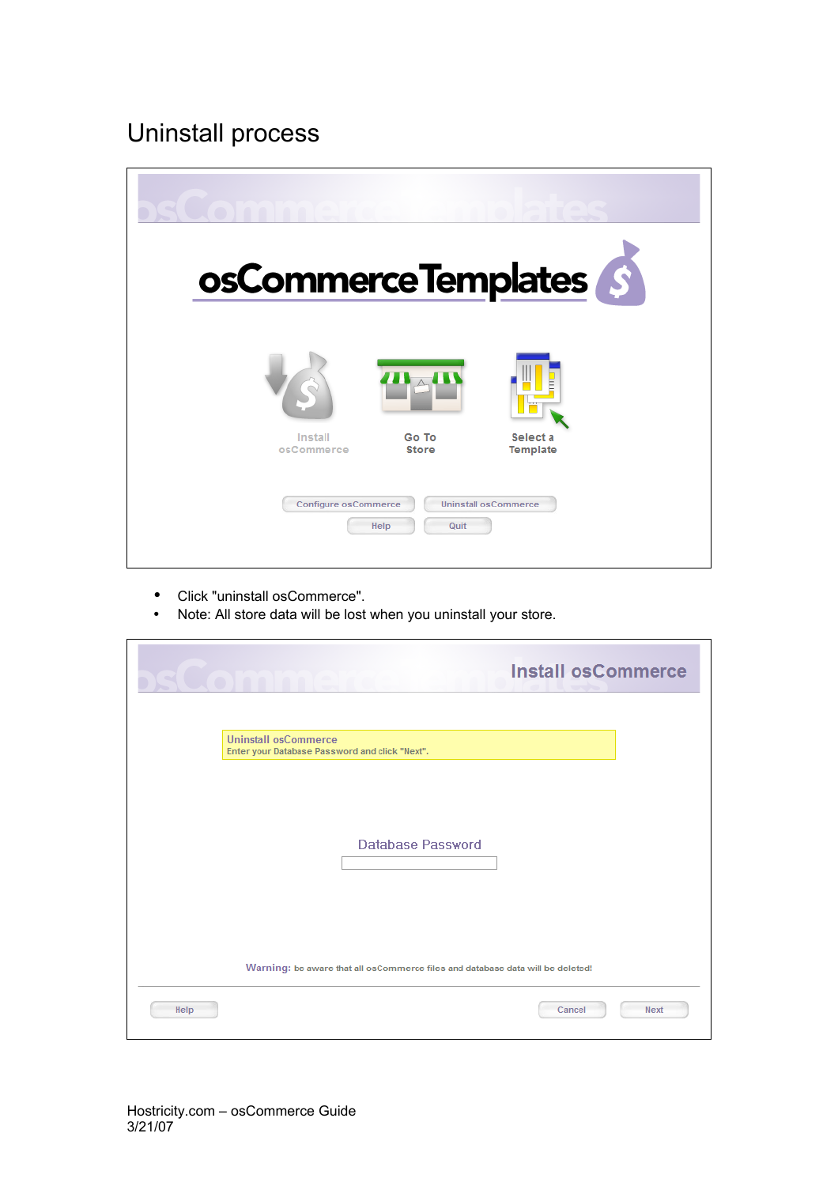# Uninstall process

- Click "uninstall osCommerce".
- Note: All store data will be lost when you uninstall your store.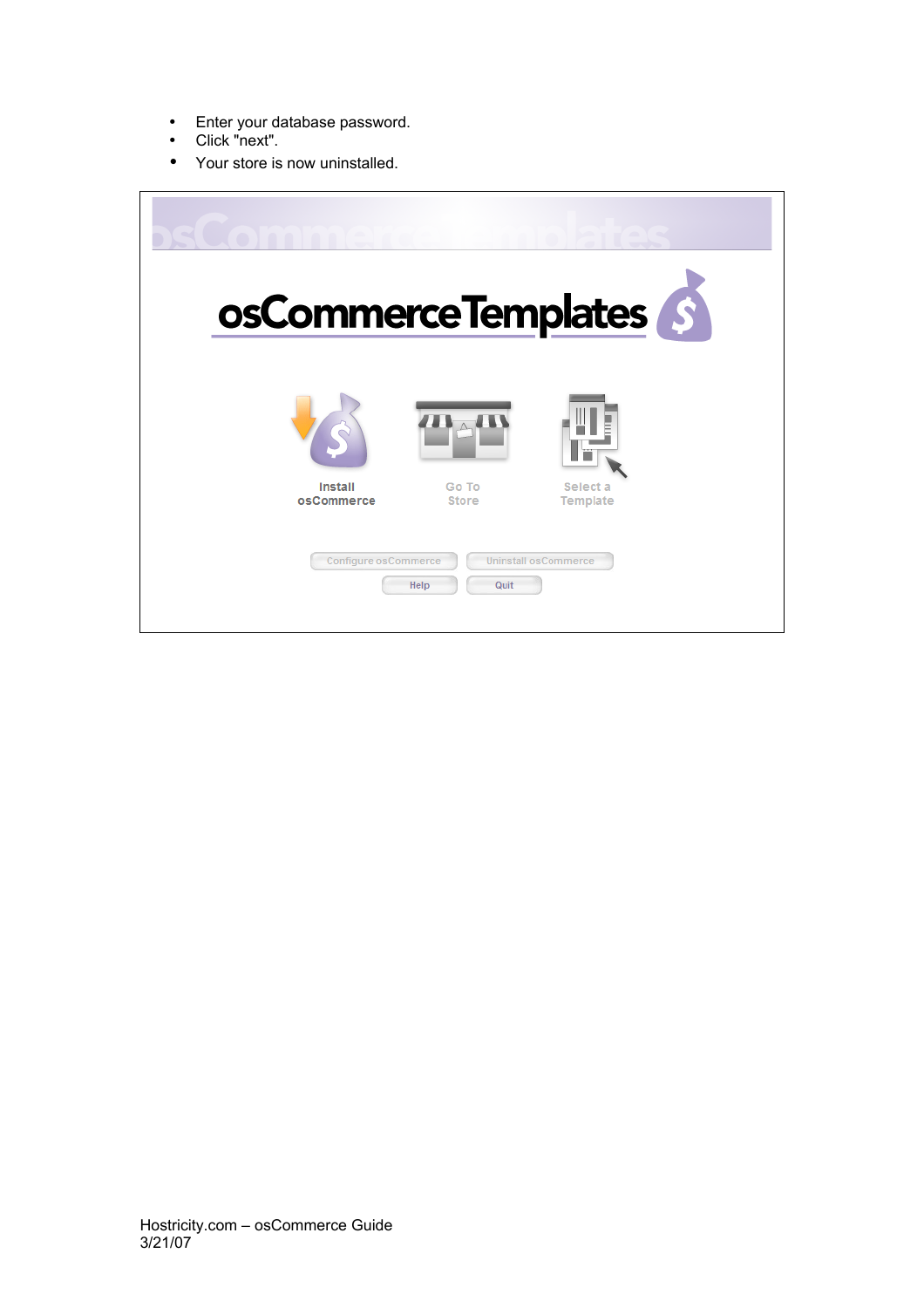- Enter your database password.
- Click "next".
- Your store is now uninstalled.